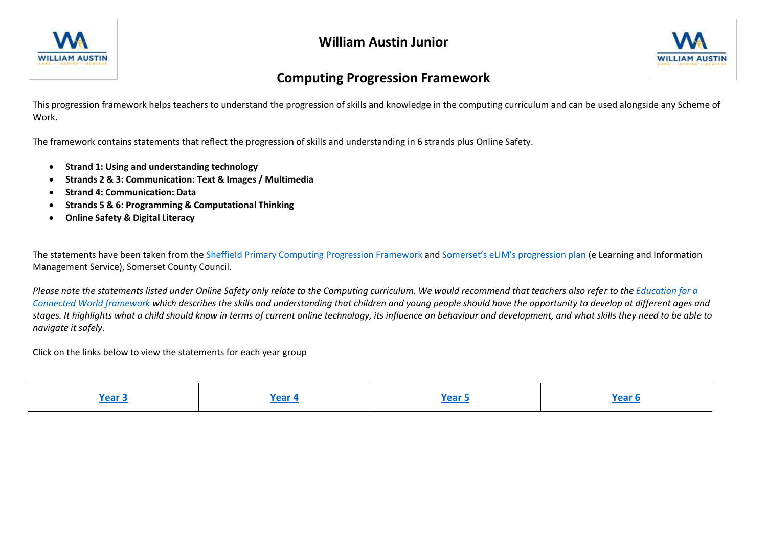# William Austin Junior

## Computing Progression Framework

This progression framework helps teachers to understand the progression of skills and knowledge in the computing curriculum and can be used alongside any Scheme of Work.

The framework contains statements that reflect the progression of skills and understanding in 6 strands plus Online Safety.

- **Strand 1: Using and understanding technology**
- **Strands 2 & 3: Communication: Text & Images / Multimedia**
- **Strand 4: Communication: Data**
- **Strands 5 & 6: Programming & Computational Thinking**
- **Online Safety & Digital Literacy**

The statements have been taken from the Sheffield Primary Computing Progression Framework and Somerset's eLIM's progression plan (e Learning and Information Management Service), Somerset County Council.

*Please note the statements listed under Online Safety only relate to the Computing curriculum. We would recommend that teachers also refer to the Education for a Connected World framework which describes the skills and understanding that children and young people should have the opportunity to develop at different ages and stages. It highlights what a child should know in terms of current online technology, its influence on behaviour and development, and what skills they need to be able to navigate it safely.*

Click on the links below to view the statements for each year group

| **Year 3** | **Year 4** | **Year 5** | **Year 6** |
|---|---|---|---|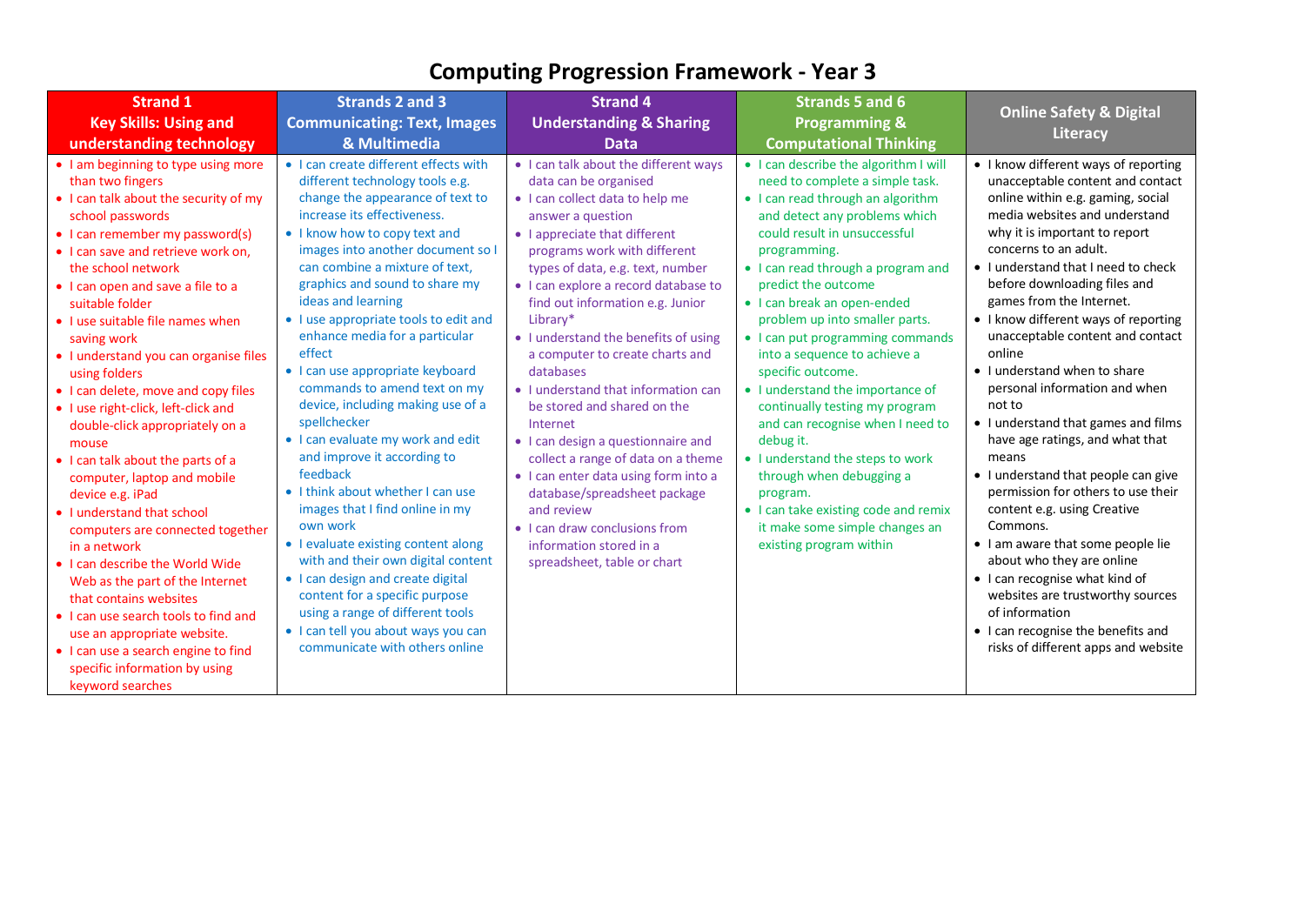# Computing Progression Framework - Year 3

| Strand 1 Key Skills: Using and understanding technology | Strands 2 and 3 Communicating: Text, Images & Multimedia | Strand 4 Understanding & Sharing Data | Strands 5 and 6 Programming & Computational Thinking | Online Safety & Digital Literacy |
|---|---|---|---|---|
| • I am beginning to type using more than two fingers<br>• I can talk about the security of my school passwords<br>• I can remember my password(s)<br>• I can save and retrieve work on, the school network<br>• I can open and save a file to a suitable folder<br>• I use suitable file names when saving work<br>• I understand you can organise files using folders<br>• I can delete, move and copy files<br>• I use right-click, left-click and double-click appropriately on a mouse<br>• I can talk about the parts of a computer, laptop and mobile device e.g. iPad<br>• I understand that school computers are connected together in a network<br>• I can describe the World Wide Web as the part of the Internet that contains websites<br>• I can use search tools to find and use an appropriate website.<br>• I can use a search engine to find specific information by using keyword searches | • I can create different effects with different technology tools e.g. change the appearance of text to increase its effectiveness.<br>• I know how to copy text and images into another document so I can combine a mixture of text, graphics and sound to share my ideas and learning<br>• I use appropriate tools to edit and enhance media for a particular effect<br>• I can use appropriate keyboard commands to amend text on my device, including making use of a spellchecker<br>• I can evaluate my work and edit and improve it according to feedback<br>• I think about whether I can use images that I find online in my own work<br>• I evaluate existing content along with and their own digital content<br>• I can design and create digital content for a specific purpose using a range of different tools<br>• I can tell you about ways you can communicate with others online | • I can talk about the different ways data can be organised<br>• I can collect data to help me answer a question<br>• I appreciate that different programs work with different types of data, e.g. text, number<br>• I can explore a record database to find out information e.g. Junior Library*<br>• I understand the benefits of using a computer to create charts and databases<br>• I understand that information can be stored and shared on the Internet<br>• I can design a questionnaire and collect a range of data on a theme<br>• I can enter data using form into a database/spreadsheet package and review<br>• I can draw conclusions from information stored in a spreadsheet, table or chart | • I can describe the algorithm I will need to complete a simple task.<br>• I can read through an algorithm and detect any problems which could result in unsuccessful programming.<br>• I can read through a program and predict the outcome<br>• I can break an open-ended problem up into smaller parts.<br>• I can put programming commands into a sequence to achieve a specific outcome.<br>• I understand the importance of continually testing my program and can recognise when I need to debug it.<br>• I understand the steps to work through when debugging a program.<br>• I can take existing code and remix it make some simple changes an existing program within | • I know different ways of reporting unacceptable content and contact online within e.g. gaming, social media websites and understand why it is important to report concerns to an adult.<br>• I understand that I need to check before downloading files and games from the Internet.<br>• I know different ways of reporting unacceptable content and contact online<br>• I understand when to share personal information and when not to<br>• I understand that games and films have age ratings, and what that means<br>• I understand that people can give permission for others to use their content e.g. using Creative Commons.<br>• I am aware that some people lie about who they are online<br>• I can recognise what kind of websites are trustworthy sources of information<br>• I can recognise the benefits and risks of different apps and website |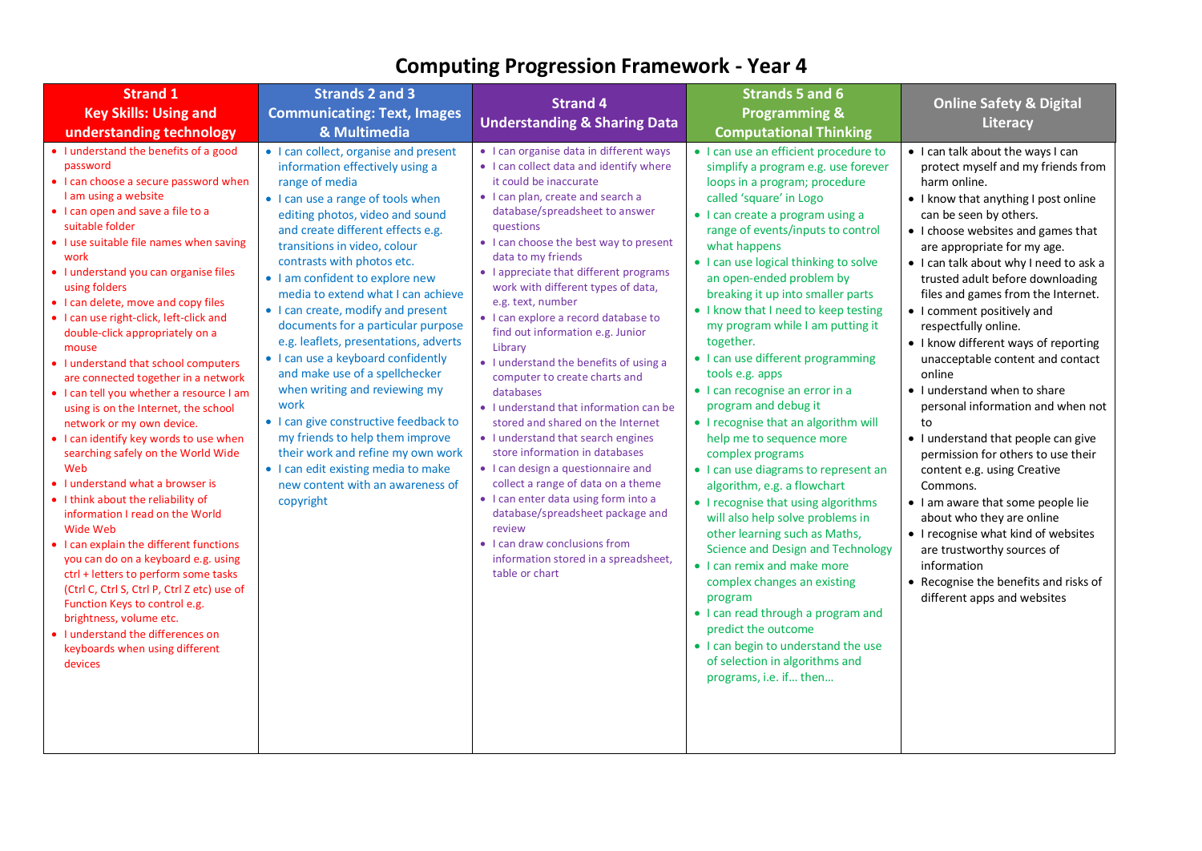# Computing Progression Framework - Year 4

| Strand 1<br>Key Skills: Using and understanding technology | Strands 2 and 3<br>Communicating: Text, Images & Multimedia | Strand 4<br>Understanding & Sharing Data | Strands 5 and 6<br>Programming & Computational Thinking | Online Safety & Digital Literacy |
|---|---|---|---|---|
| • I understand the benefits of a good password<br>• I can choose a secure password when I am using a website<br>• I can open and save a file to a suitable folder<br>• I use suitable file names when saving work<br>• I understand you can organise files using folders<br>• I can delete, move and copy files<br>• I can use right-click, left-click and double-click appropriately on a mouse<br>• I understand that school computers are connected together in a network<br>• I can tell you whether a resource I am using is on the Internet, the school network or my own device.<br>• I can identify key words to use when searching safely on the World Wide Web<br>• I understand what a browser is<br>• I think about the reliability of information I read on the World Wide Web<br>• I can explain the different functions you can do on a keyboard e.g. using ctrl + letters to perform some tasks (Ctrl C, Ctrl S, Ctrl P, Ctrl Z etc) use of Function Keys to control e.g. brightness, volume etc.<br>• I understand the differences on keyboards when using different devices | • I can collect, organise and present information effectively using a range of media<br>• I can use a range of tools when editing photos, video and sound and create different effects e.g. transitions in video, colour contrasts with photos etc.<br>• I am confident to explore new media to extend what I can achieve<br>• I can create, modify and present documents for a particular purpose e.g. leaflets, presentations, adverts<br>• I can use a keyboard confidently and make use of a spellchecker when writing and reviewing my work<br>• I can give constructive feedback to my friends to help them improve their work and refine my own work<br>• I can edit existing media to make new content with an awareness of copyright | • I can organise data in different ways<br>• I can collect data and identify where it could be inaccurate<br>• I can plan, create and search a database/spreadsheet to answer questions<br>• I can choose the best way to present data to my friends<br>• I appreciate that different programs work with different types of data, e.g. text, number<br>• I can explore a record database to find out information e.g. Junior Library<br>• I understand the benefits of using a computer to create charts and databases<br>• I understand that information can be stored and shared on the Internet<br>• I understand that search engines store information in databases<br>• I can design a questionnaire and collect a range of data on a theme<br>• I can enter data using form into a database/spreadsheet package and review<br>• I can draw conclusions from information stored in a spreadsheet, table or chart | • I can use an efficient procedure to simplify a program e.g. use forever loops in a program; procedure called 'square' in Logo<br>• I can create a program using a range of events/inputs to control what happens<br>• I can use logical thinking to solve an open-ended problem by breaking it up into smaller parts<br>• I know that I need to keep testing my program while I am putting it together.<br>• I can use different programming tools e.g. apps<br>• I can recognise an error in a program and debug it<br>• I recognise that an algorithm will help me to sequence more complex programs<br>• I can use diagrams to represent an algorithm, e.g. a flowchart<br>• I recognise that using algorithms will also help solve problems in other learning such as Maths, Science and Design and Technology<br>• I can remix and make more complex changes an existing program<br>• I can read through a program and predict the outcome<br>• I can begin to understand the use of selection in algorithms and programs, i.e. if… then… | • I can talk about the ways I can protect myself and my friends from harm online.<br>• I know that anything I post online can be seen by others.<br>• I choose websites and games that are appropriate for my age.<br>• I can talk about why I need to ask a trusted adult before downloading files and games from the Internet.<br>• I comment positively and respectfully online.<br>• I know different ways of reporting unacceptable content and contact online<br>• I understand when to share personal information and when not to<br>• I understand that people can give permission for others to use their content e.g. using Creative Commons.<br>• I am aware that some people lie about who they are online<br>• I recognise what kind of websites are trustworthy sources of information<br>• Recognise the benefits and risks of different apps and websites |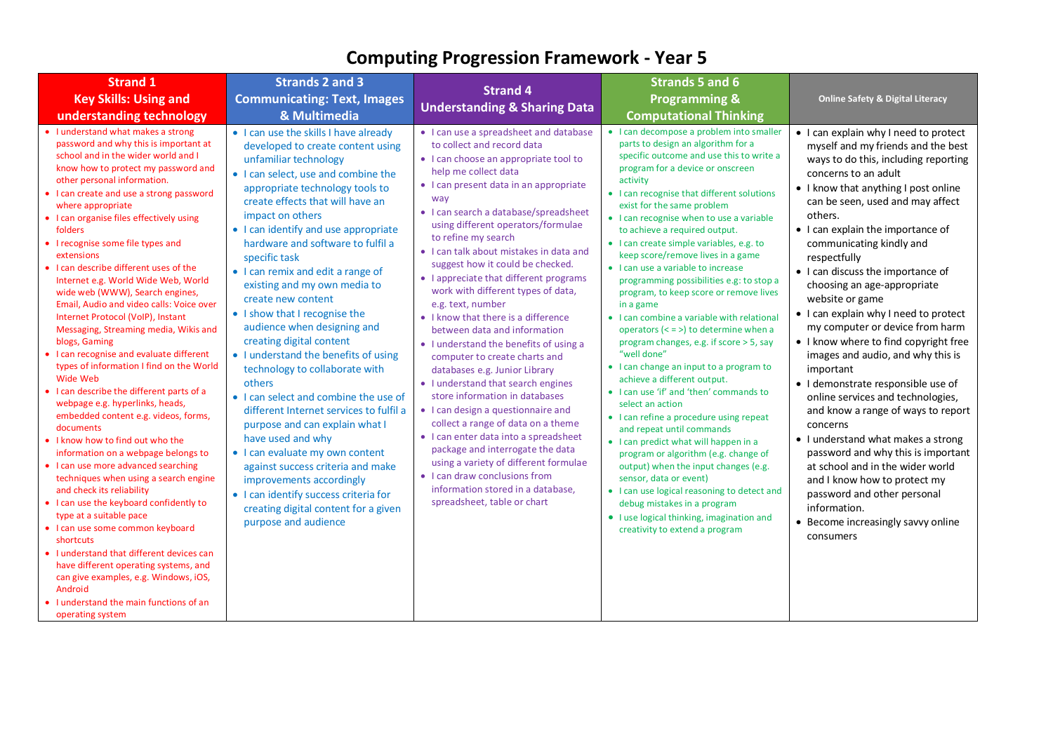# Computing Progression Framework - Year 5

| Strand 1 Key Skills: Using and understanding technology | Strands 2 and 3 Communicating: Text, Images & Multimedia | Strand 4 Understanding & Sharing Data | Strands 5 and 6 Programming & Computational Thinking | Online Safety & Digital Literacy |
|---|---|---|---|---|
| • I understand what makes a strong password and why this is important at school and in the wider world and I know how to protect my password and other personal information.<br>• I can create and use a strong password where appropriate<br>• I can organise files effectively using folders<br>• I recognise some file types and extensions<br>• I can describe different uses of the Internet e.g. World Wide Web, World wide web (WWW), Search engines, Email, Audio and video calls: Voice over Internet Protocol (VoIP), Instant Messaging, Streaming media, Wikis and blogs, Gaming<br>• I can recognise and evaluate different types of information I find on the World Wide Web<br>• I can describe the different parts of a webpage e.g. hyperlinks, heads, embedded content e.g. videos, forms, documents<br>• I know how to find out who the information on a webpage belongs to<br>• I can use more advanced searching techniques when using a search engine and check its reliability<br>• I can use the keyboard confidently to type at a suitable pace<br>• I can use some common keyboard shortcuts<br>• I understand that different devices can have different operating systems, and can give examples, e.g. Windows, iOS, Android<br>• I understand the main functions of an operating system | • I can use the skills I have already developed to create content using unfamiliar technology<br>• I can select, use and combine the appropriate technology tools to create effects that will have an impact on others<br>• I can identify and use appropriate hardware and software to fulfil a specific task<br>• I can remix and edit a range of existing and my own media to create new content<br>• I show that I recognise the audience when designing and creating digital content<br>• I understand the benefits of using technology to collaborate with others<br>• I can select and combine the use of different Internet services to fulfil a purpose and can explain what I have used and why<br>• I can evaluate my own content against success criteria and make improvements accordingly<br>• I can identify success criteria for creating digital content for a given purpose and audience | • I can use a spreadsheet and database to collect and record data<br>• I can choose an appropriate tool to help me collect data<br>• I can present data in an appropriate way<br>• I can search a database/spreadsheet using different operators/formulae to refine my search<br>• I can talk about mistakes in data and suggest how it could be checked.<br>• I appreciate that different programs work with different types of data, e.g. text, number<br>• I know that there is a difference between data and information<br>• I understand the benefits of using a computer to create charts and databases e.g. Junior Library<br>• I understand that search engines store information in databases<br>• I can design a questionnaire and collect a range of data on a theme<br>• I can enter data into a spreadsheet package and interrogate the data using a variety of different formulae<br>• I can draw conclusions from information stored in a database, spreadsheet, table or chart | • I can decompose a problem into smaller parts to design an algorithm for a specific outcome and use this to write a program for a device or onscreen activity<br>• I can recognise that different solutions exist for the same problem<br>• I can recognise when to use a variable to achieve a required output.<br>• I can create simple variables, e.g. to keep score/remove lives in a game<br>• I can use a variable to increase programming possibilities e.g: to stop a program, to keep score or remove lives in a game<br>• I can combine a variable with relational operators (< = >) to determine when a program changes, e.g. if score > 5, say "well done"<br>• I can change an input to a program to achieve a different output.<br>• I can use 'if' and 'then' commands to select an action<br>• I can refine a procedure using repeat and repeat until commands<br>• I can predict what will happen in a program or algorithm (e.g. change of output) when the input changes (e.g. sensor, data or event)<br>• I can use logical reasoning to detect and debug mistakes in a program<br>• I use logical thinking, imagination and creativity to extend a program | • I can explain why I need to protect myself and my friends and the best ways to do this, including reporting concerns to an adult<br>• I know that anything I post online can be seen, used and may affect others.<br>• I can explain the importance of communicating kindly and respectfully<br>• I can discuss the importance of choosing an age-appropriate website or game<br>• I can explain why I need to protect my computer or device from harm<br>• I know where to find copyright free images and audio, and why this is important<br>• I demonstrate responsible use of online services and technologies, and know a range of ways to report concerns<br>• I understand what makes a strong password and why this is important at school and in the wider world and I know how to protect my password and other personal information.<br>• Become increasingly savvy online consumers |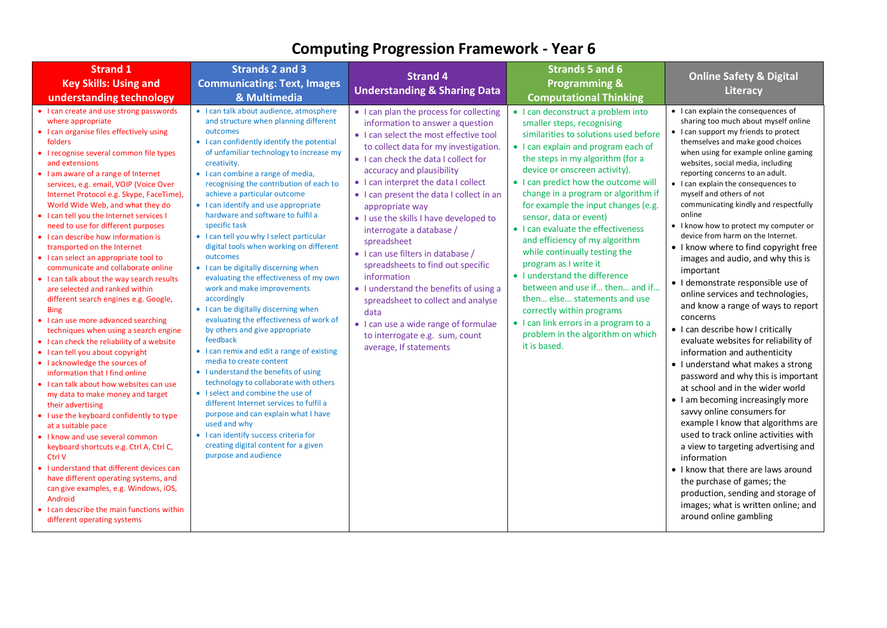# Computing Progression Framework - Year 6

| Strand 1 Key Skills: Using and understanding technology | Strands 2 and 3 Communicating: Text, Images & Multimedia | Strand 4 Understanding & Sharing Data | Strands 5 and 6 Programming & Computational Thinking | Online Safety & Digital Literacy |
|---|---|---|---|---|
| • I can create and use strong passwords where appropriate<br>• I can organise files effectively using folders<br>• I recognise several common file types and extensions<br>• I am aware of a range of Internet services, e.g. email, VOIP (Voice Over Internet Protocol e.g. Skype, FaceTime), World Wide Web, and what they do<br>• I can tell you the Internet services I need to use for different purposes<br>• I can describe how information is transported on the Internet<br>• I can select an appropriate tool to communicate and collaborate online<br>• I can talk about the way search results are selected and ranked within different search engines e.g. Google, Bing<br>• I can use more advanced searching techniques when using a search engine<br>• I can check the reliability of a website<br>• I can tell you about copyright<br>• I acknowledge the sources of information that I find online<br>• I can talk about how websites can use my data to make money and target their advertising<br>• I use the keyboard confidently to type at a suitable pace<br>• I know and use several common keyboard shortcuts e.g. Ctrl A, Ctrl C, Ctrl V<br>• I understand that different devices can have different operating systems, and can give examples, e.g. Windows, iOS, Android<br>• I can describe the main functions within different operating systems | • I can talk about audience, atmosphere and structure when planning different outcomes<br>• I can confidently identify the potential of unfamiliar technology to increase my creativity.<br>• I can combine a range of media, recognising the contribution of each to achieve a particular outcome<br>• I can identify and use appropriate hardware and software to fulfil a specific task<br>• I can tell you why I select particular digital tools when working on different outcomes<br>• I can be digitally discerning when evaluating the effectiveness of my own work and make improvements accordingly<br>• I can be digitally discerning when evaluating the effectiveness of work of by others and give appropriate feedback<br>• I can remix and edit a range of existing media to create content<br>• I understand the benefits of using technology to collaborate with others<br>• I select and combine the use of different Internet services to fulfil a purpose and can explain what I have used and why<br>• I can identify success criteria for creating digital content for a given purpose and audience | • I can plan the process for collecting information to answer a question<br>• I can select the most effective tool to collect data for my investigation.<br>• I can check the data I collect for accuracy and plausibility<br>• I can interpret the data I collect<br>• I can present the data I collect in an appropriate way<br>• I use the skills I have developed to interrogate a database / spreadsheet<br>• I can use filters in database / spreadsheets to find out specific information<br>• I understand the benefits of using a spreadsheet to collect and analyse data<br>• I can use a wide range of formulae to interrogate e.g. sum, count average, If statements | • I can deconstruct a problem into smaller steps, recognising similarities to solutions used before<br>• I can explain and program each of the steps in my algorithm (for a device or onscreen activity).<br>• I can predict how the outcome will change in a program or algorithm if for example the input changes (e.g. sensor, data or event)<br>• I can evaluate the effectiveness and efficiency of my algorithm while continually testing the program as I write it<br>• I understand the difference between and use if… then… and if… then… else... statements and use correctly within programs<br>• I can link errors in a program to a problem in the algorithm on which it is based. | • I can explain the consequences of sharing too much about myself online<br>• I can support my friends to protect themselves and make good choices when using for example online gaming websites, social media, including reporting concerns to an adult.<br>• I can explain the consequences to myself and others of not communicating kindly and respectfully online<br>• I know how to protect my computer or device from harm on the Internet.<br>• I know where to find copyright free images and audio, and why this is important<br>• I demonstrate responsible use of online services and technologies, and know a range of ways to report concerns<br>• I can describe how I critically evaluate websites for reliability of information and authenticity<br>• I understand what makes a strong password and why this is important at school and in the wider world<br>• I am becoming increasingly more savvy online consumers for example I know that algorithms are used to track online activities with a view to targeting advertising and information<br>• I know that there are laws around the purchase of games; the production, sending and storage of images; what is written online; and around online gambling |